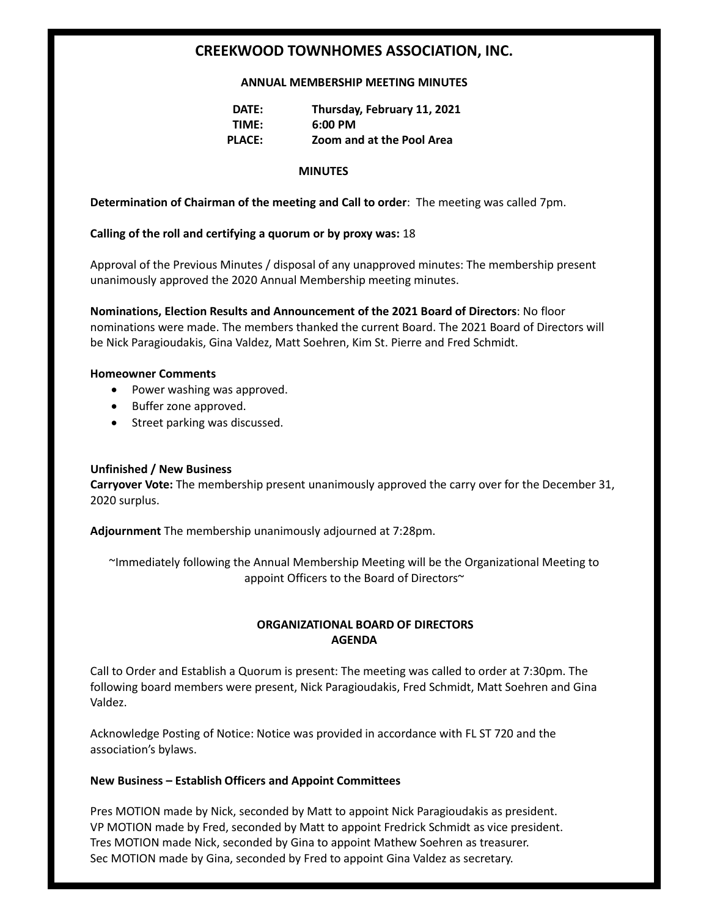# CREEKWOOD TOWNHOMES ASSOCIATION, INC.

**ANNUAL MEMBERSHIP MEETING MINUTES**

**DATE:** **Thursday, February 11, 2021**
**TIME:** **6:00 PM**
**PLACE:** **Zoom and at the Pool Area**

**MINUTES**

**Determination of Chairman of the meeting and Call to order**: The meeting was called 7pm.

**Calling of the roll and certifying a quorum or by proxy was:** 18

Approval of the Previous Minutes / disposal of any unapproved minutes: The membership present unanimously approved the 2020 Annual Membership meeting minutes.

**Nominations, Election Results and Announcement of the 2021 Board of Directors**: No floor nominations were made. The members thanked the current Board. The 2021 Board of Directors will be Nick Paragioudakis, Gina Valdez, Matt Soehren, Kim St. Pierre and Fred Schmidt.

**Homeowner Comments**

- Power washing was approved.
- Buffer zone approved.
- Street parking was discussed.

**Unfinished / New Business**

**Carryover Vote:** The membership present unanimously approved the carry over for the December 31, 2020 surplus.

**Adjournment** The membership unanimously adjourned at 7:28pm.

~Immediately following the Annual Membership Meeting will be the Organizational Meeting to appoint Officers to the Board of Directors~

**ORGANIZATIONAL BOARD OF DIRECTORS**
**AGENDA**

Call to Order and Establish a Quorum is present: The meeting was called to order at 7:30pm. The following board members were present, Nick Paragioudakis, Fred Schmidt, Matt Soehren and Gina Valdez.

Acknowledge Posting of Notice: Notice was provided in accordance with FL ST 720 and the association's bylaws.

**New Business – Establish Officers and Appoint Committees**

Pres MOTION made by Nick, seconded by Matt to appoint Nick Paragioudakis as president.
VP MOTION made by Fred, seconded by Matt to appoint Fredrick Schmidt as vice president.
Tres MOTION made Nick, seconded by Gina to appoint Mathew Soehren as treasurer.
Sec MOTION made by Gina, seconded by Fred to appoint Gina Valdez as secretary.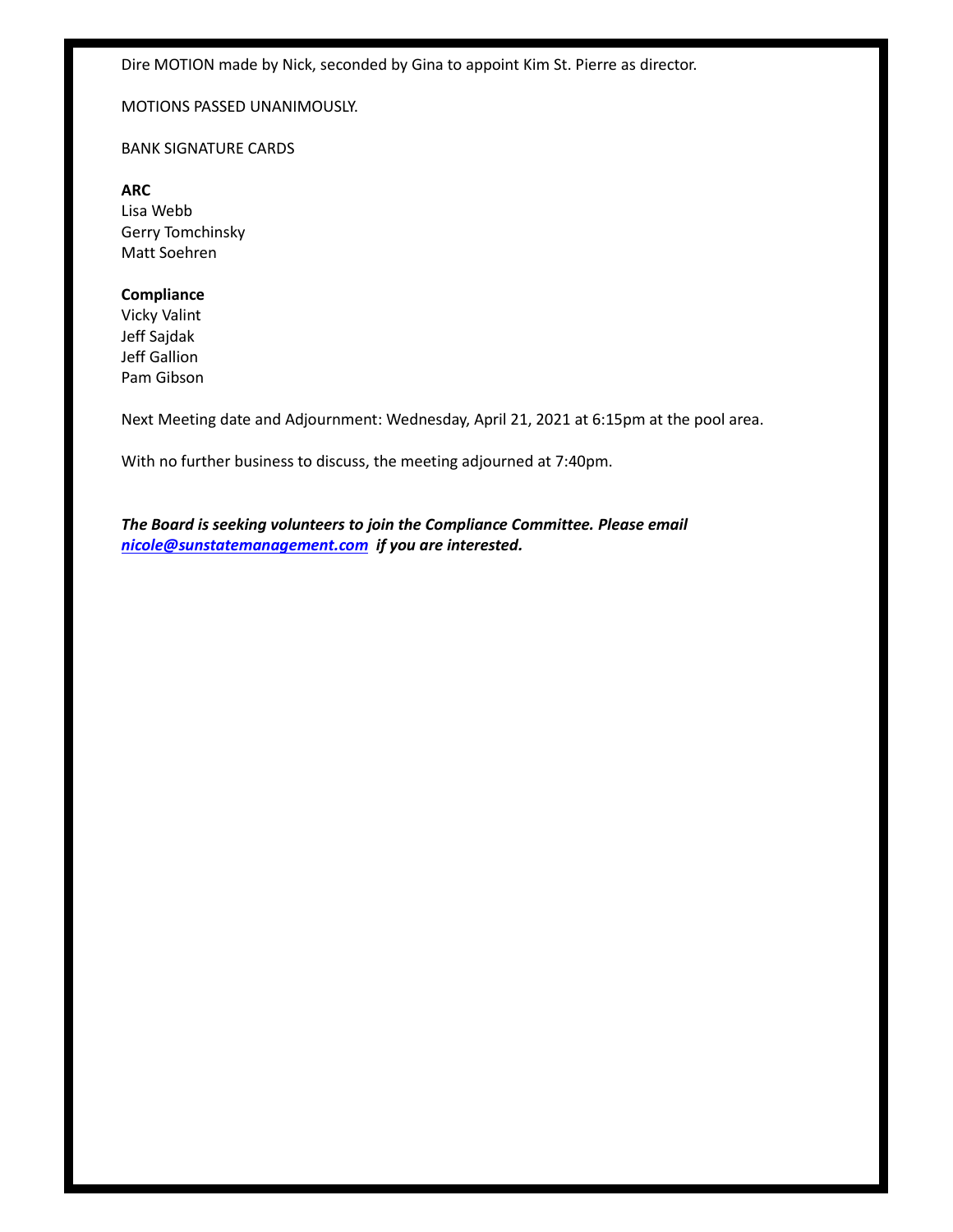Dire MOTION made by Nick, seconded by Gina to appoint Kim St. Pierre as director.

MOTIONS PASSED UNANIMOUSLY.

BANK SIGNATURE CARDS

**ARC**
Lisa Webb
Gerry Tomchinsky
Matt Soehren

**Compliance**
Vicky Valint
Jeff Sajdak
Jeff Gallion
Pam Gibson

Next Meeting date and Adjournment: Wednesday, April 21, 2021 at 6:15pm at the pool area.

With no further business to discuss, the meeting adjourned at 7:40pm.

***The Board is seeking volunteers to join the Compliance Committee. Please email [nicole@sunstatemanagement.com](mailto:nicole@sunstatemanagement.com) if you are interested.***